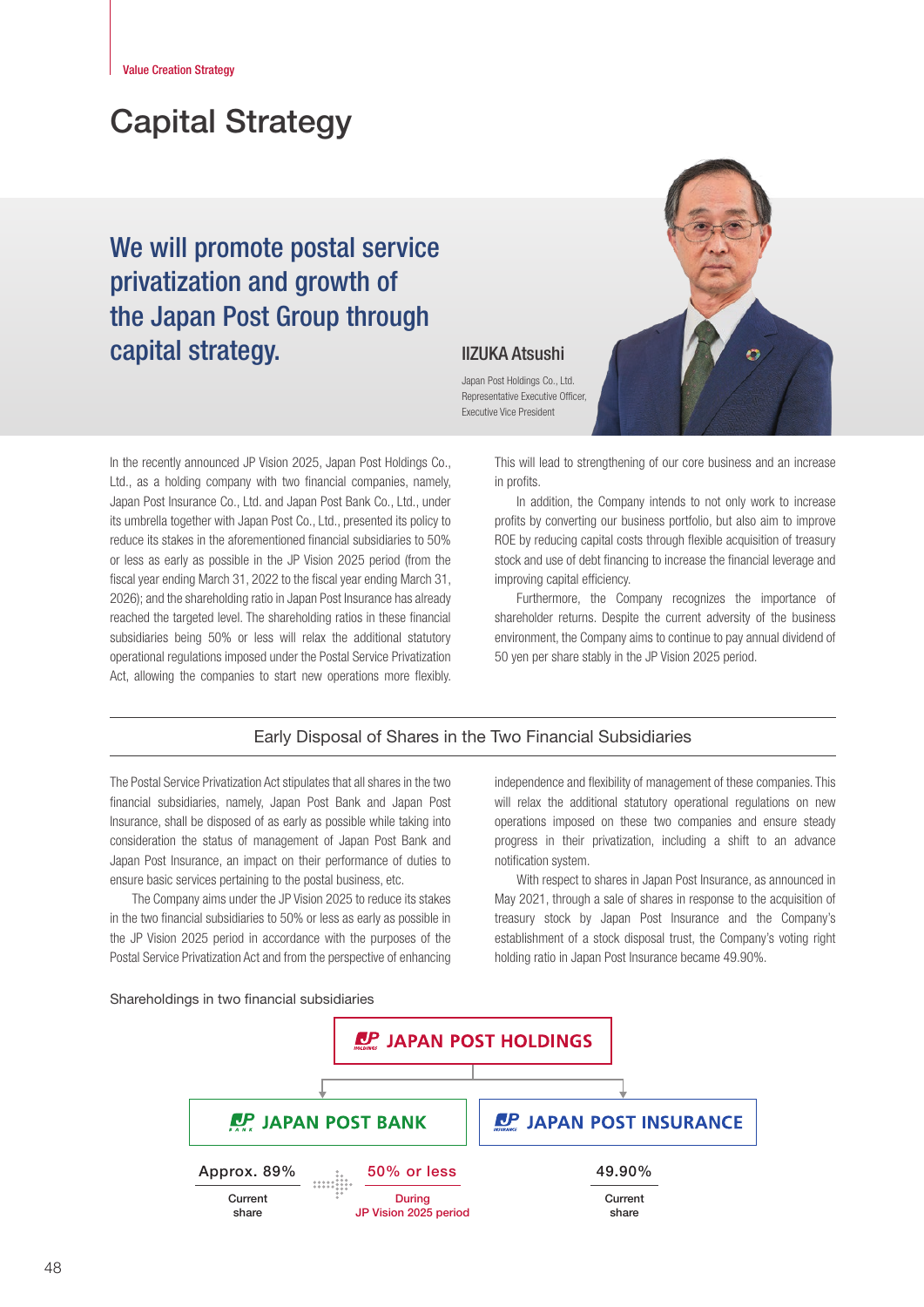Value Creation Strategy

# Capital Strategy

## We will promote postal service privatization and growth of the Japan Post Group through capital strategy.

**IIZUKA Atsushi**

Japan Post Holdings Co., Ltd.
Representative Executive Officer,
Executive Vice President

In the recently announced JP Vision 2025, Japan Post Holdings Co., Ltd., as a holding company with two financial companies, namely, Japan Post Insurance Co., Ltd. and Japan Post Bank Co., Ltd., under its umbrella together with Japan Post Co., Ltd., presented its policy to reduce its stakes in the aforementioned financial subsidiaries to 50% or less as early as possible in the JP Vision 2025 period (from the fiscal year ending March 31, 2022 to the fiscal year ending March 31, 2026); and the shareholding ratio in Japan Post Insurance has already reached the targeted level. The shareholding ratios in these financial subsidiaries being 50% or less will relax the additional statutory operational regulations imposed under the Postal Service Privatization Act, allowing the companies to start new operations more flexibly. This will lead to strengthening of our core business and an increase in profits.

In addition, the Company intends to not only work to increase profits by converting our business portfolio, but also aim to improve ROE by reducing capital costs through flexible acquisition of treasury stock and use of debt financing to increase the financial leverage and improving capital efficiency.

Furthermore, the Company recognizes the importance of shareholder returns. Despite the current adversity of the business environment, the Company aims to continue to pay annual dividend of 50 yen per share stably in the JP Vision 2025 period.

### Early Disposal of Shares in the Two Financial Subsidiaries

The Postal Service Privatization Act stipulates that all shares in the two financial subsidiaries, namely, Japan Post Bank and Japan Post Insurance, shall be disposed of as early as possible while taking into consideration the status of management of Japan Post Bank and Japan Post Insurance, an impact on their performance of duties to ensure basic services pertaining to the postal business, etc.

The Company aims under the JP Vision 2025 to reduce its stakes in the two financial subsidiaries to 50% or less as early as possible in the JP Vision 2025 period in accordance with the purposes of the Postal Service Privatization Act and from the perspective of enhancing independence and flexibility of management of these companies. This will relax the additional statutory operational regulations on new operations imposed on these two companies and ensure steady progress in their privatization, including a shift to an advance notification system.

With respect to shares in Japan Post Insurance, as announced in May 2021, through a sale of shares in response to the acquisition of treasury stock by Japan Post Insurance and the Company's establishment of a stock disposal trust, the Company's voting right holding ratio in Japan Post Insurance became 49.90%.

Shareholdings in two financial subsidiaries

JAPAN POST HOLDINGS

| | JAPAN POST BANK | | JAPAN POST INSURANCE |
|---|---|---|---|
| | Approx. 89% (Current share) | 50% or less (During JP Vision 2025 period) | 49.90% (Current share) |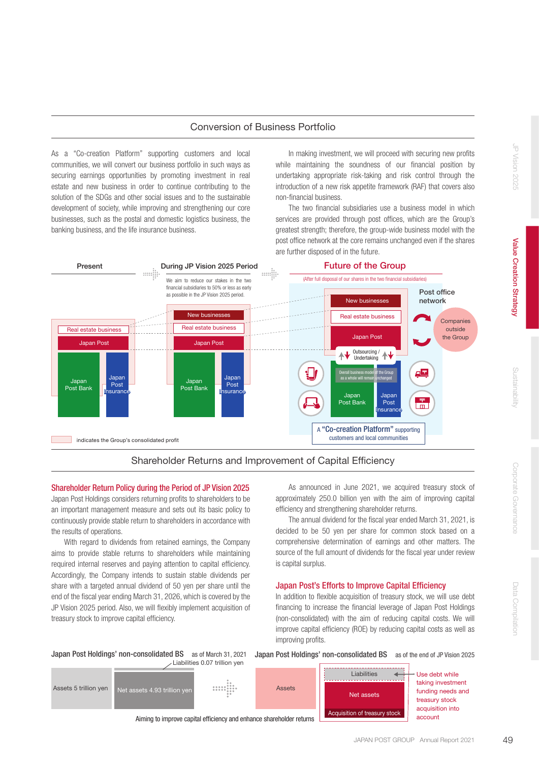## Conversion of Business Portfolio

As a "Co-creation Platform" supporting customers and local communities, we will convert our business portfolio in such ways as securing earnings opportunities by promoting investment in real estate and new business in order to continue contributing to the solution of the SDGs and other social issues and to the sustainable development of society, while improving and strengthening our core businesses, such as the postal and domestic logistics business, the banking business, and the life insurance business.

In making investment, we will proceed with securing new profits while maintaining the soundness of our financial position by undertaking appropriate risk-taking and risk control through the introduction of a new risk appetite framework (RAF) that covers also non-financial business.

The two financial subsidiaries use a business model in which services are provided through post offices, which are the Group's greatest strength; therefore, the group-wide business model with the post office network at the core remains unchanged even if the shares are further disposed of in the future.

Present

Real estate business
Japan Post
Japan Post Bank
Japan Post Insurance

During JP Vision 2025 Period

We aim to reduce our stakes in the two financial subsidiaries to 50% or less as early as possible in the JP Vision 2025 period.

New businesses
Real estate business
Japan Post
Japan Post Bank
Japan Post Insurance

Future of the Group

(After full disposal of our shares in the two financial subsidiaries)

Post office network
New businesses
Real estate business
Japan Post
Outsourcing / Undertaking
Overall business model of the Group as a whole will remain unchanged
Japan Post Bank
Japan Post Insurance
Companies outside the Group

A "Co-creation Platform" supporting customers and local communities

indicates the Group's consolidated profit

## Shareholder Returns and Improvement of Capital Efficiency

### Shareholder Return Policy during the Period of JP Vision 2025

Japan Post Holdings considers returning profits to shareholders to be an important management measure and sets out its basic policy to continuously provide stable return to shareholders in accordance with the results of operations.

With regard to dividends from retained earnings, the Company aims to provide stable returns to shareholders while maintaining required internal reserves and paying attention to capital efficiency. Accordingly, the Company intends to sustain stable dividends per share with a targeted annual dividend of 50 yen per share until the end of the fiscal year ending March 31, 2026, which is covered by the JP Vision 2025 period. Also, we will flexibly implement acquisition of treasury stock to improve capital efficiency.

As announced in June 2021, we acquired treasury stock of approximately 250.0 billion yen with the aim of improving capital efficiency and strengthening shareholder returns.

The annual dividend for the fiscal year ended March 31, 2021, is decided to be 50 yen per share for common stock based on a comprehensive determination of earnings and other matters. The source of the full amount of dividends for the fiscal year under review is capital surplus.

### Japan Post's Efforts to Improve Capital Efficiency

In addition to flexible acquisition of treasury stock, we will use debt financing to increase the financial leverage of Japan Post Holdings (non-consolidated) with the aim of reducing capital costs. We will improve capital efficiency (ROE) by reducing capital costs as well as improving profits.

**Japan Post Holdings' non-consolidated BS** as of March 31, 2021

Liabilities 0.07 trillion yen
Assets 5 trillion yen
Net assets 4.93 trillion yen

**Japan Post Holdings' non-consolidated BS** as of the end of JP Vision 2025

Assets
Liabilities
Net assets
Acquisition of treasury stock

Use debt while taking investment funding needs and treasury stock acquisition into account

Aiming to improve capital efficiency and enhance shareholder returns